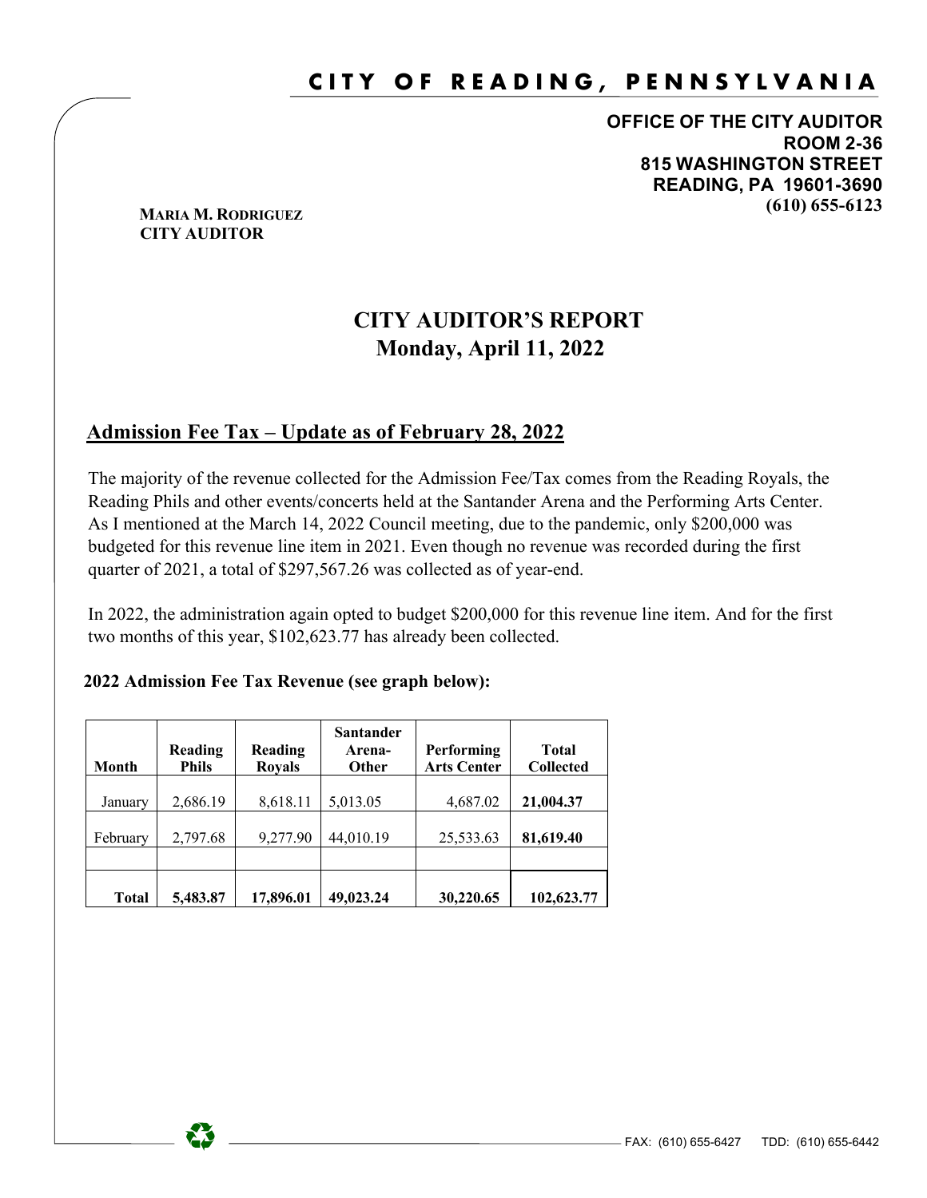# CITY OF READING, PENNSYLVANIA

**OFFICE OF THE CITY AUDITOR**
**ROOM 2-36**
**815 WASHINGTON STREET**
**READING, PA 19601-3690**
**(610) 655-6123**

**MARIA M. RODRIGUEZ**
**CITY AUDITOR**

## CITY AUDITOR'S REPORT
## Monday, April 11, 2022

### Admission Fee Tax – Update as of February 28, 2022

The majority of the revenue collected for the Admission Fee/Tax comes from the Reading Royals, the Reading Phils and other events/concerts held at the Santander Arena and the Performing Arts Center. As I mentioned at the March 14, 2022 Council meeting, due to the pandemic, only $200,000 was budgeted for this revenue line item in 2021. Even though no revenue was recorded during the first quarter of 2021, a total of $297,567.26 was collected as of year-end.

In 2022, the administration again opted to budget $200,000 for this revenue line item. And for the first two months of this year, $102,623.77 has already been collected.

**2022 Admission Fee Tax Revenue (see graph below):**

| Month | Reading Phils | Reading Royals | Santander Arena-Other | Performing Arts Center | Total Collected |
|---|---|---|---|---|---|
| January | 2,686.19 | 8,618.11 | 5,013.05 | 4,687.02 | **21,004.37** |
| February | 2,797.68 | 9,277.90 | 44,010.19 | 25,533.63 | **81,619.40** |
| | | | | | |
| **Total** | **5,483.87** | **17,896.01** | **49,023.24** | **30,220.65** | **102,623.77** |

FAX: (610) 655-6427 TDD: (610) 655-6442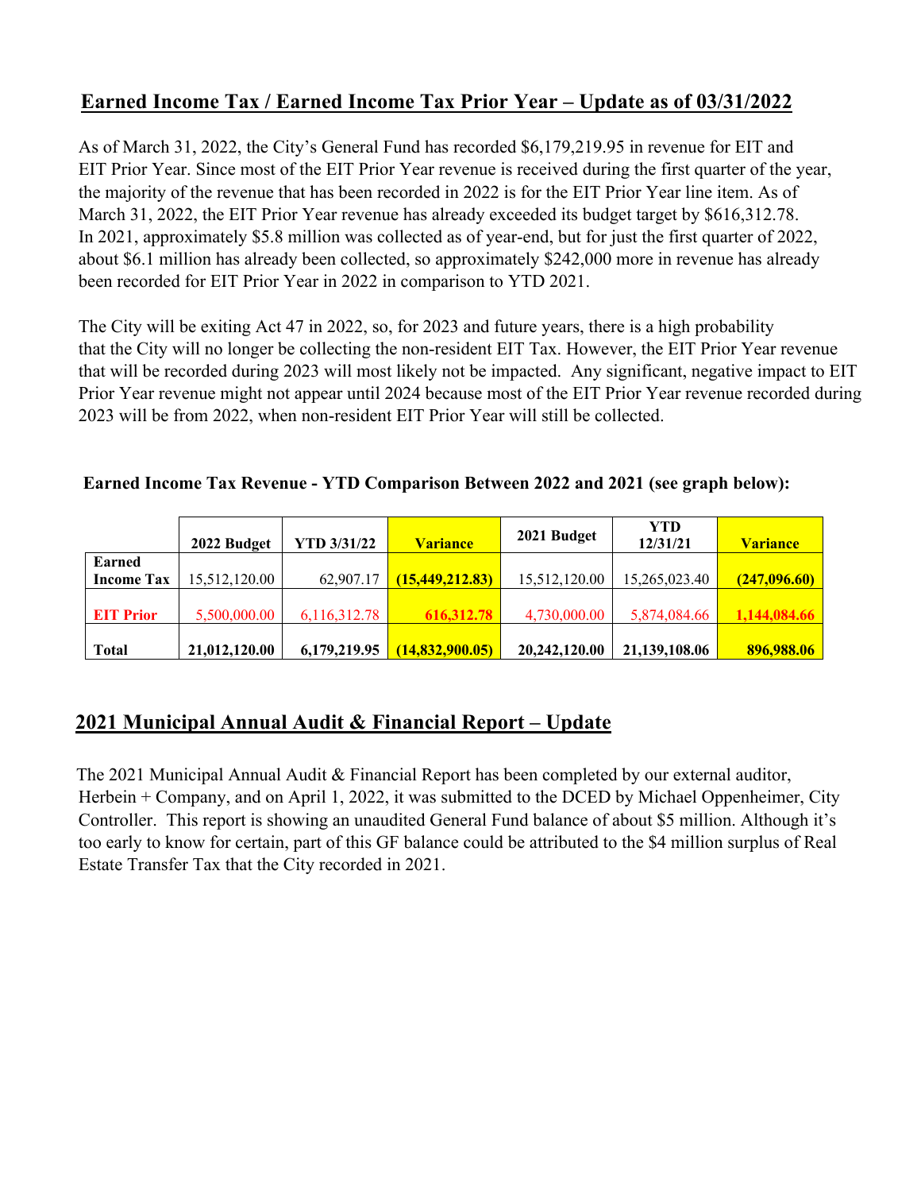## Earned Income Tax / Earned Income Tax Prior Year – Update as of 03/31/2022

As of March 31, 2022, the City's General Fund has recorded $6,179,219.95 in revenue for EIT and EIT Prior Year. Since most of the EIT Prior Year revenue is received during the first quarter of the year, the majority of the revenue that has been recorded in 2022 is for the EIT Prior Year line item. As of March 31, 2022, the EIT Prior Year revenue has already exceeded its budget target by $616,312.78. In 2021, approximately $5.8 million was collected as of year-end, but for just the first quarter of 2022, about $6.1 million has already been collected, so approximately $242,000 more in revenue has already been recorded for EIT Prior Year in 2022 in comparison to YTD 2021.

The City will be exiting Act 47 in 2022, so, for 2023 and future years, there is a high probability that the City will no longer be collecting the non-resident EIT Tax. However, the EIT Prior Year revenue that will be recorded during 2023 will most likely not be impacted. Any significant, negative impact to EIT Prior Year revenue might not appear until 2024 because most of the EIT Prior Year revenue recorded during 2023 will be from 2022, when non-resident EIT Prior Year will still be collected.

**Earned Income Tax Revenue - YTD Comparison Between 2022 and 2021 (see graph below):**

| | 2022 Budget | YTD 3/31/22 | Variance | 2021 Budget | YTD 12/31/21 | Variance |
|---|---|---|---|---|---|---|
| **Earned Income Tax** | 15,512,120.00 | 62,907.17 | **(15,449,212.83)** | 15,512,120.00 | 15,265,023.40 | **(247,096.60)** |
| **EIT Prior** | 5,500,000.00 | 6,116,312.78 | **616,312.78** | 4,730,000.00 | 5,874,084.66 | **1,144,084.66** |
| **Total** | **21,012,120.00** | **6,179,219.95** | **(14,832,900.05)** | **20,242,120.00** | **21,139,108.06** | **896,988.06** |

## 2021 Municipal Annual Audit & Financial Report – Update

The 2021 Municipal Annual Audit & Financial Report has been completed by our external auditor, Herbein + Company, and on April 1, 2022, it was submitted to the DCED by Michael Oppenheimer, City Controller. This report is showing an unaudited General Fund balance of about $5 million. Although it's too early to know for certain, part of this GF balance could be attributed to the $4 million surplus of Real Estate Transfer Tax that the City recorded in 2021.